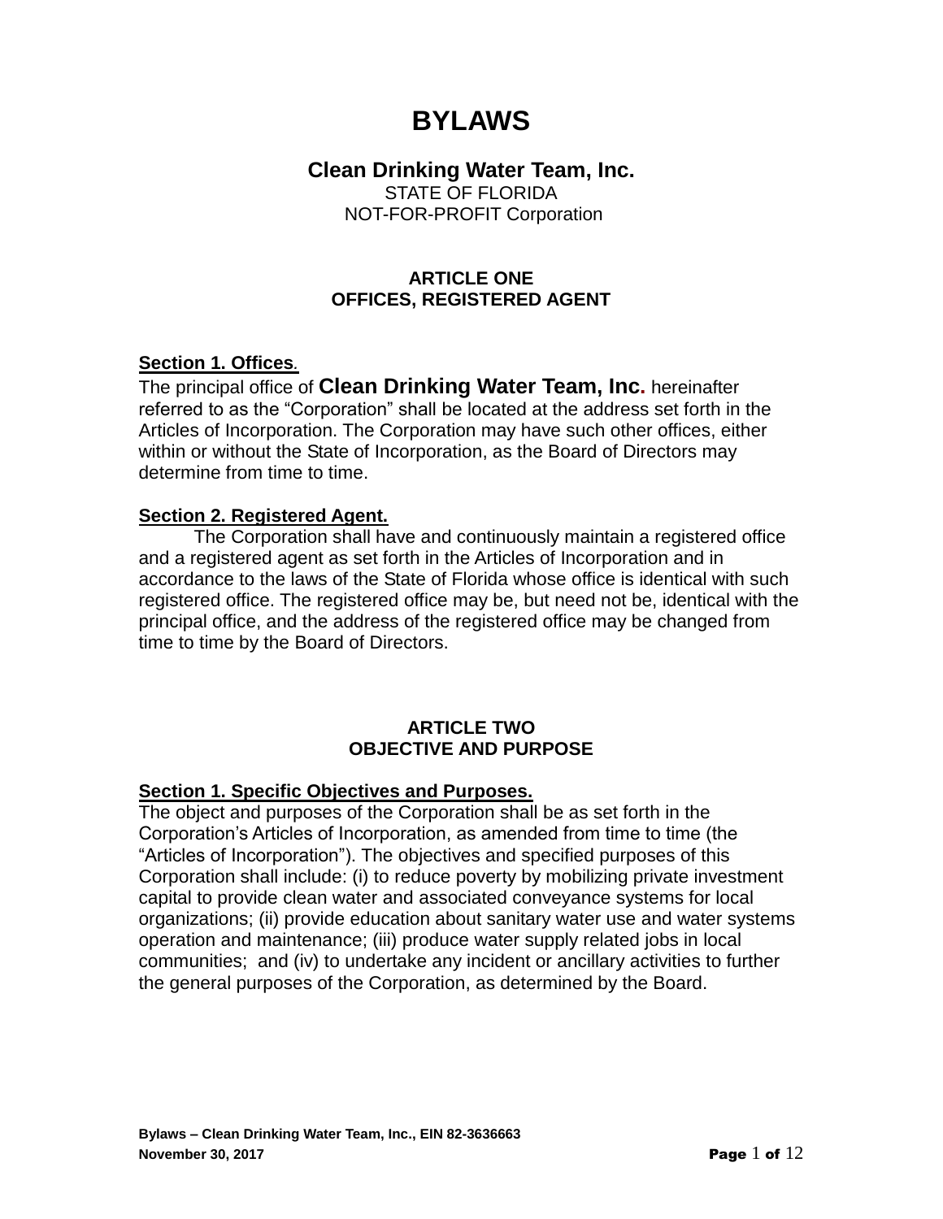# BYLAWS

## Clean Drinking Water Team, Inc.

STATE OF FLORIDA
NOT-FOR-PROFIT Corporation

### ARTICLE ONE
### OFFICES, REGISTERED AGENT

**Section 1. Offices.**

The principal office of **Clean Drinking Water Team, Inc.** hereinafter referred to as the "Corporation" shall be located at the address set forth in the Articles of Incorporation. The Corporation may have such other offices, either within or without the State of Incorporation, as the Board of Directors may determine from time to time.

**Section 2. Registered Agent.**

The Corporation shall have and continuously maintain a registered office and a registered agent as set forth in the Articles of Incorporation and in accordance to the laws of the State of Florida whose office is identical with such registered office. The registered office may be, but need not be, identical with the principal office, and the address of the registered office may be changed from time to time by the Board of Directors.

### ARTICLE TWO
### OBJECTIVE AND PURPOSE

**Section 1. Specific Objectives and Purposes.**

The object and purposes of the Corporation shall be as set forth in the Corporation's Articles of Incorporation, as amended from time to time (the "Articles of Incorporation"). The objectives and specified purposes of this Corporation shall include: (i) to reduce poverty by mobilizing private investment capital to provide clean water and associated conveyance systems for local organizations; (ii) provide education about sanitary water use and water systems operation and maintenance; (iii) produce water supply related jobs in local communities; and (iv) to undertake any incident or ancillary activities to further the general purposes of the Corporation, as determined by the Board.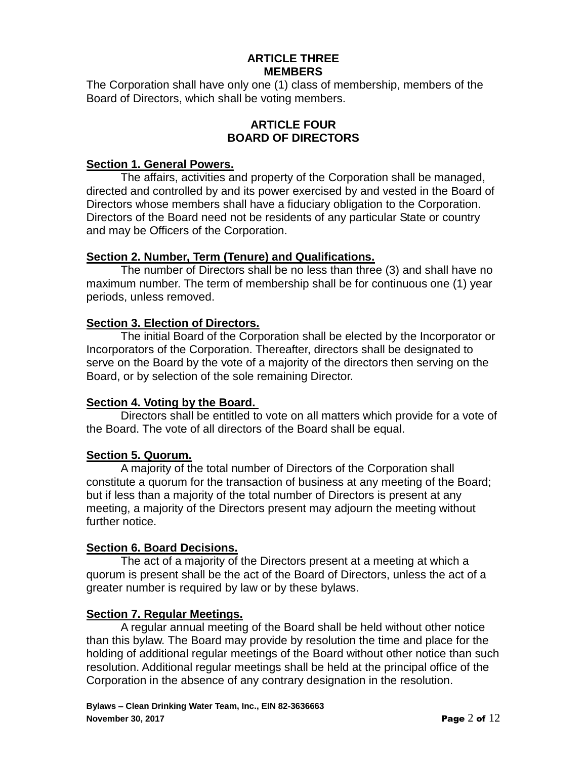## ARTICLE THREE
## MEMBERS

The Corporation shall have only one (1) class of membership, members of the Board of Directors, which shall be voting members.

## ARTICLE FOUR
## BOARD OF DIRECTORS

**Section 1. General Powers.**

The affairs, activities and property of the Corporation shall be managed, directed and controlled by and its power exercised by and vested in the Board of Directors whose members shall have a fiduciary obligation to the Corporation. Directors of the Board need not be residents of any particular State or country and may be Officers of the Corporation.

**Section 2. Number, Term (Tenure) and Qualifications.**

The number of Directors shall be no less than three (3) and shall have no maximum number. The term of membership shall be for continuous one (1) year periods, unless removed.

**Section 3. Election of Directors.**

The initial Board of the Corporation shall be elected by the Incorporator or Incorporators of the Corporation. Thereafter, directors shall be designated to serve on the Board by the vote of a majority of the directors then serving on the Board, or by selection of the sole remaining Director.

**Section 4. Voting by the Board.**

Directors shall be entitled to vote on all matters which provide for a vote of the Board. The vote of all directors of the Board shall be equal.

**Section 5. Quorum.**

A majority of the total number of Directors of the Corporation shall constitute a quorum for the transaction of business at any meeting of the Board; but if less than a majority of the total number of Directors is present at any meeting, a majority of the Directors present may adjourn the meeting without further notice.

**Section 6. Board Decisions.**

The act of a majority of the Directors present at a meeting at which a quorum is present shall be the act of the Board of Directors, unless the act of a greater number is required by law or by these bylaws.

**Section 7. Regular Meetings.**

A regular annual meeting of the Board shall be held without other notice than this bylaw. The Board may provide by resolution the time and place for the holding of additional regular meetings of the Board without other notice than such resolution. Additional regular meetings shall be held at the principal office of the Corporation in the absence of any contrary designation in the resolution.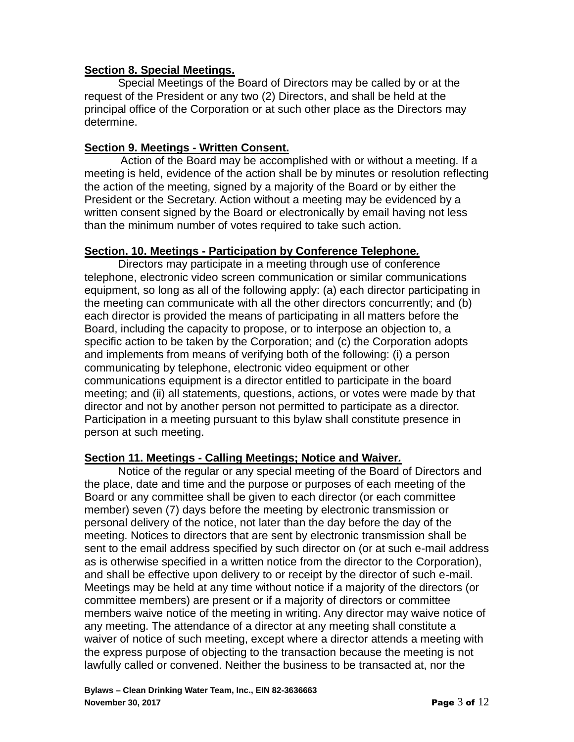**Section 8. Special Meetings.**

Special Meetings of the Board of Directors may be called by or at the request of the President or any two (2) Directors, and shall be held at the principal office of the Corporation or at such other place as the Directors may determine.

**Section 9. Meetings - Written Consent.**

Action of the Board may be accomplished with or without a meeting. If a meeting is held, evidence of the action shall be by minutes or resolution reflecting the action of the meeting, signed by a majority of the Board or by either the President or the Secretary. Action without a meeting may be evidenced by a written consent signed by the Board or electronically by email having not less than the minimum number of votes required to take such action.

**Section. 10. Meetings - Participation by Conference Telephone.**

Directors may participate in a meeting through use of conference telephone, electronic video screen communication or similar communications equipment, so long as all of the following apply: (a) each director participating in the meeting can communicate with all the other directors concurrently; and (b) each director is provided the means of participating in all matters before the Board, including the capacity to propose, or to interpose an objection to, a specific action to be taken by the Corporation; and (c) the Corporation adopts and implements from means of verifying both of the following: (i) a person communicating by telephone, electronic video equipment or other communications equipment is a director entitled to participate in the board meeting; and (ii) all statements, questions, actions, or votes were made by that director and not by another person not permitted to participate as a director. Participation in a meeting pursuant to this bylaw shall constitute presence in person at such meeting.

**Section 11. Meetings - Calling Meetings; Notice and Waiver.**

Notice of the regular or any special meeting of the Board of Directors and the place, date and time and the purpose or purposes of each meeting of the Board or any committee shall be given to each director (or each committee member) seven (7) days before the meeting by electronic transmission or personal delivery of the notice, not later than the day before the day of the meeting. Notices to directors that are sent by electronic transmission shall be sent to the email address specified by such director on (or at such e-mail address as is otherwise specified in a written notice from the director to the Corporation), and shall be effective upon delivery to or receipt by the director of such e-mail. Meetings may be held at any time without notice if a majority of the directors (or committee members) are present or if a majority of directors or committee members waive notice of the meeting in writing. Any director may waive notice of any meeting. The attendance of a director at any meeting shall constitute a waiver of notice of such meeting, except where a director attends a meeting with the express purpose of objecting to the transaction because the meeting is not lawfully called or convened. Neither the business to be transacted at, nor the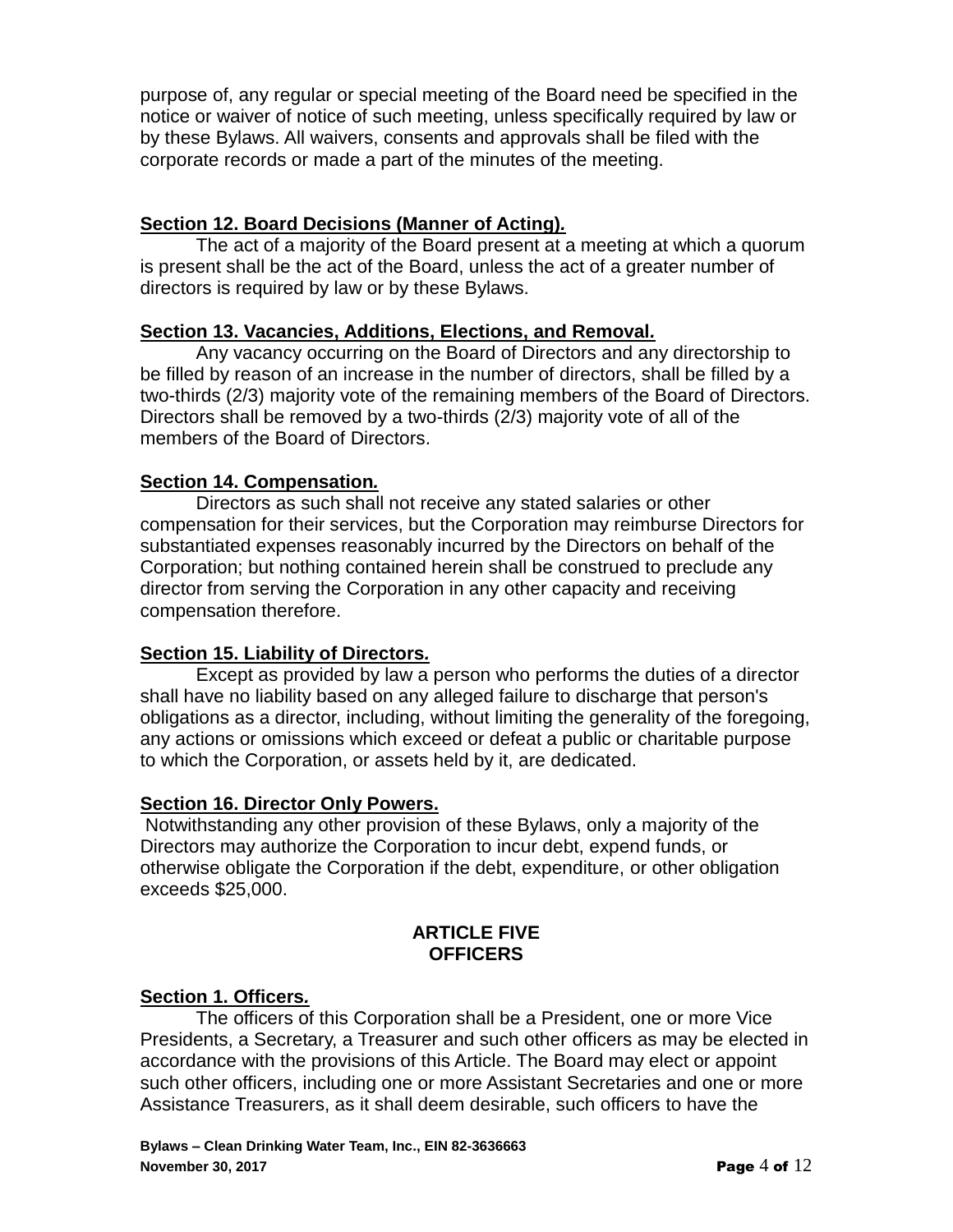purpose of, any regular or special meeting of the Board need be specified in the notice or waiver of notice of such meeting, unless specifically required by law or by these Bylaws. All waivers, consents and approvals shall be filed with the corporate records or made a part of the minutes of the meeting.

**Section 12. Board Decisions (Manner of Acting).**

The act of a majority of the Board present at a meeting at which a quorum is present shall be the act of the Board, unless the act of a greater number of directors is required by law or by these Bylaws.

**Section 13. Vacancies, Additions, Elections, and Removal.**

Any vacancy occurring on the Board of Directors and any directorship to be filled by reason of an increase in the number of directors, shall be filled by a two-thirds (2/3) majority vote of the remaining members of the Board of Directors. Directors shall be removed by a two-thirds (2/3) majority vote of all of the members of the Board of Directors.

**Section 14. Compensation.**

Directors as such shall not receive any stated salaries or other compensation for their services, but the Corporation may reimburse Directors for substantiated expenses reasonably incurred by the Directors on behalf of the Corporation; but nothing contained herein shall be construed to preclude any director from serving the Corporation in any other capacity and receiving compensation therefore.

**Section 15. Liability of Directors.**

Except as provided by law a person who performs the duties of a director shall have no liability based on any alleged failure to discharge that person's obligations as a director, including, without limiting the generality of the foregoing, any actions or omissions which exceed or defeat a public or charitable purpose to which the Corporation, or assets held by it, are dedicated.

**Section 16. Director Only Powers.**

Notwithstanding any other provision of these Bylaws, only a majority of the Directors may authorize the Corporation to incur debt, expend funds, or otherwise obligate the Corporation if the debt, expenditure, or other obligation exceeds $25,000.

## ARTICLE FIVE
## OFFICERS

**Section 1. Officers.**

The officers of this Corporation shall be a President, one or more Vice Presidents, a Secretary, a Treasurer and such other officers as may be elected in accordance with the provisions of this Article. The Board may elect or appoint such other officers, including one or more Assistant Secretaries and one or more Assistance Treasurers, as it shall deem desirable, such officers to have the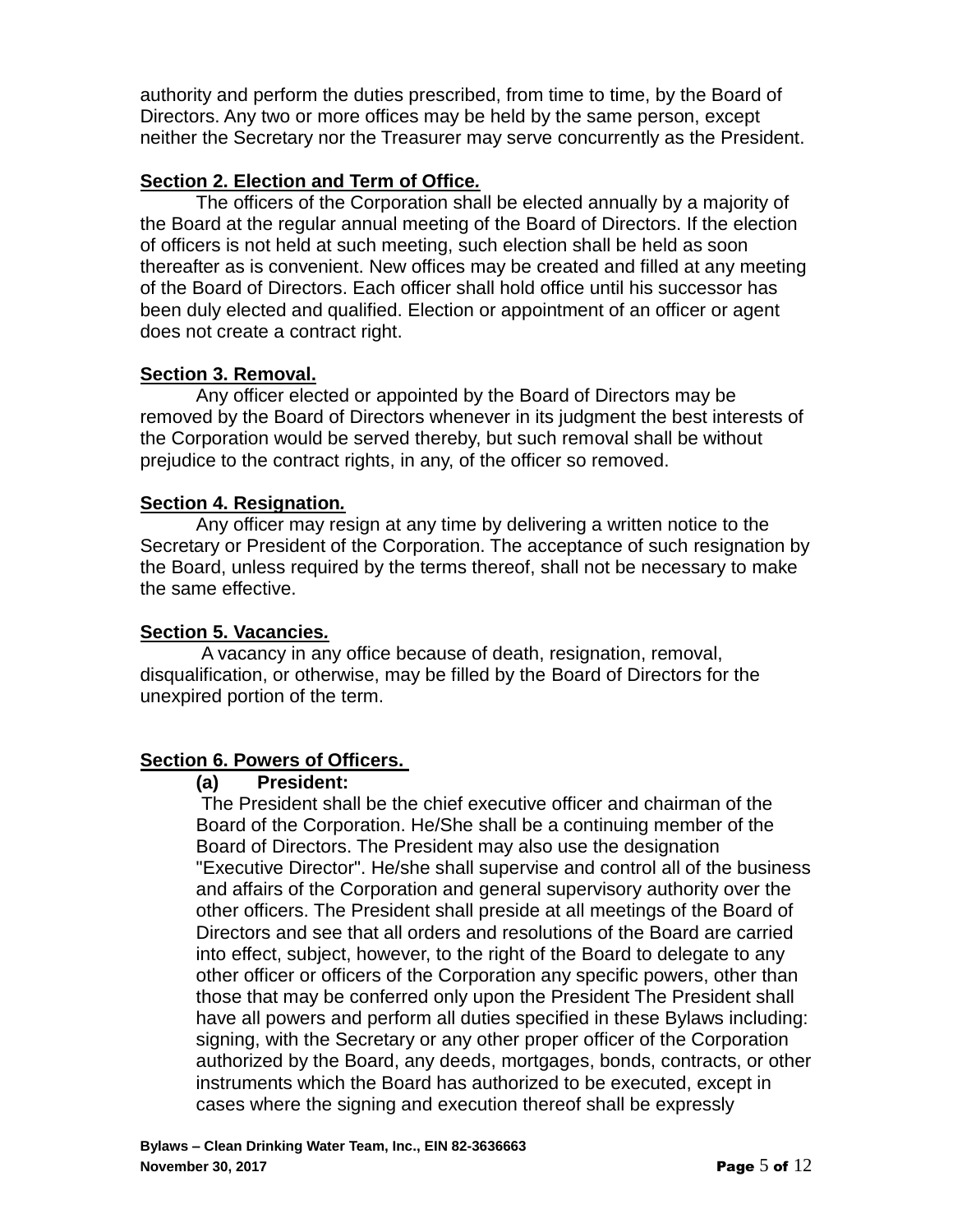authority and perform the duties prescribed, from time to time, by the Board of Directors. Any two or more offices may be held by the same person, except neither the Secretary nor the Treasurer may serve concurrently as the President.

**Section 2. Election and Term of Office.**

The officers of the Corporation shall be elected annually by a majority of the Board at the regular annual meeting of the Board of Directors. If the election of officers is not held at such meeting, such election shall be held as soon thereafter as is convenient. New offices may be created and filled at any meeting of the Board of Directors. Each officer shall hold office until his successor has been duly elected and qualified. Election or appointment of an officer or agent does not create a contract right.

**Section 3. Removal.**

Any officer elected or appointed by the Board of Directors may be removed by the Board of Directors whenever in its judgment the best interests of the Corporation would be served thereby, but such removal shall be without prejudice to the contract rights, in any, of the officer so removed.

**Section 4. Resignation.**

Any officer may resign at any time by delivering a written notice to the Secretary or President of the Corporation. The acceptance of such resignation by the Board, unless required by the terms thereof, shall not be necessary to make the same effective.

**Section 5. Vacancies.**

A vacancy in any office because of death, resignation, removal, disqualification, or otherwise, may be filled by the Board of Directors for the unexpired portion of the term.

**Section 6. Powers of Officers.**

**(a) President:**

The President shall be the chief executive officer and chairman of the Board of the Corporation. He/She shall be a continuing member of the Board of Directors. The President may also use the designation "Executive Director". He/she shall supervise and control all of the business and affairs of the Corporation and general supervisory authority over the other officers. The President shall preside at all meetings of the Board of Directors and see that all orders and resolutions of the Board are carried into effect, subject, however, to the right of the Board to delegate to any other officer or officers of the Corporation any specific powers, other than those that may be conferred only upon the President The President shall have all powers and perform all duties specified in these Bylaws including: signing, with the Secretary or any other proper officer of the Corporation authorized by the Board, any deeds, mortgages, bonds, contracts, or other instruments which the Board has authorized to be executed, except in cases where the signing and execution thereof shall be expressly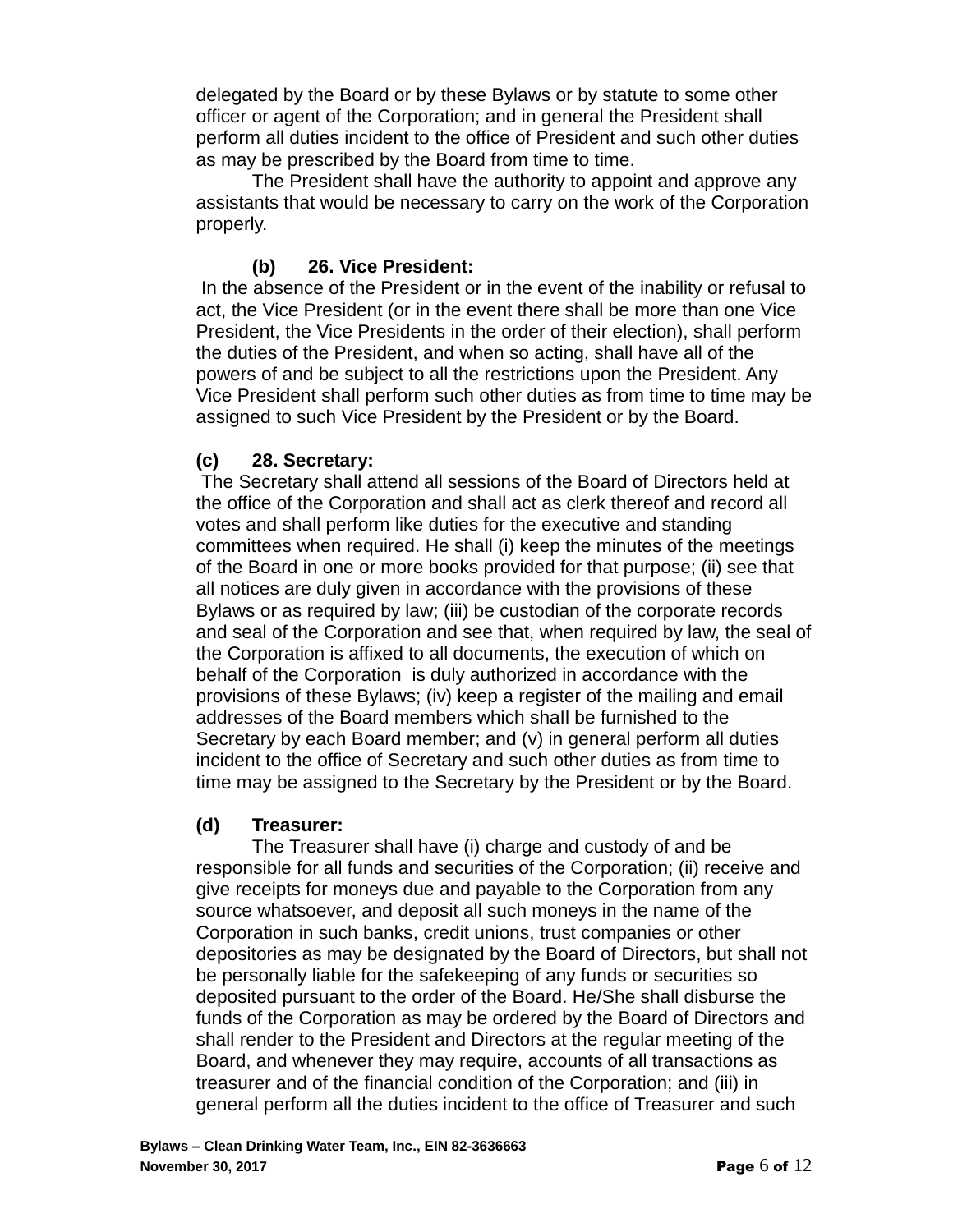delegated by the Board or by these Bylaws or by statute to some other officer or agent of the Corporation; and in general the President shall perform all duties incident to the office of President and such other duties as may be prescribed by the Board from time to time.

The President shall have the authority to appoint and approve any assistants that would be necessary to carry on the work of the Corporation properly.

**(b) 26. Vice President:**

In the absence of the President or in the event of the inability or refusal to act, the Vice President (or in the event there shall be more than one Vice President, the Vice Presidents in the order of their election), shall perform the duties of the President, and when so acting, shall have all of the powers of and be subject to all the restrictions upon the President. Any Vice President shall perform such other duties as from time to time may be assigned to such Vice President by the President or by the Board.

**(c) 28. Secretary:**

The Secretary shall attend all sessions of the Board of Directors held at the office of the Corporation and shall act as clerk thereof and record all votes and shall perform like duties for the executive and standing committees when required. He shall (i) keep the minutes of the meetings of the Board in one or more books provided for that purpose; (ii) see that all notices are duly given in accordance with the provisions of these Bylaws or as required by law; (iii) be custodian of the corporate records and seal of the Corporation and see that, when required by law, the seal of the Corporation is affixed to all documents, the execution of which on behalf of the Corporation is duly authorized in accordance with the provisions of these Bylaws; (iv) keep a register of the mailing and email addresses of the Board members which shall be furnished to the Secretary by each Board member; and (v) in general perform all duties incident to the office of Secretary and such other duties as from time to time may be assigned to the Secretary by the President or by the Board.

**(d) Treasurer:**

The Treasurer shall have (i) charge and custody of and be responsible for all funds and securities of the Corporation; (ii) receive and give receipts for moneys due and payable to the Corporation from any source whatsoever, and deposit all such moneys in the name of the Corporation in such banks, credit unions, trust companies or other depositories as may be designated by the Board of Directors, but shall not be personally liable for the safekeeping of any funds or securities so deposited pursuant to the order of the Board. He/She shall disburse the funds of the Corporation as may be ordered by the Board of Directors and shall render to the President and Directors at the regular meeting of the Board, and whenever they may require, accounts of all transactions as treasurer and of the financial condition of the Corporation; and (iii) in general perform all the duties incident to the office of Treasurer and such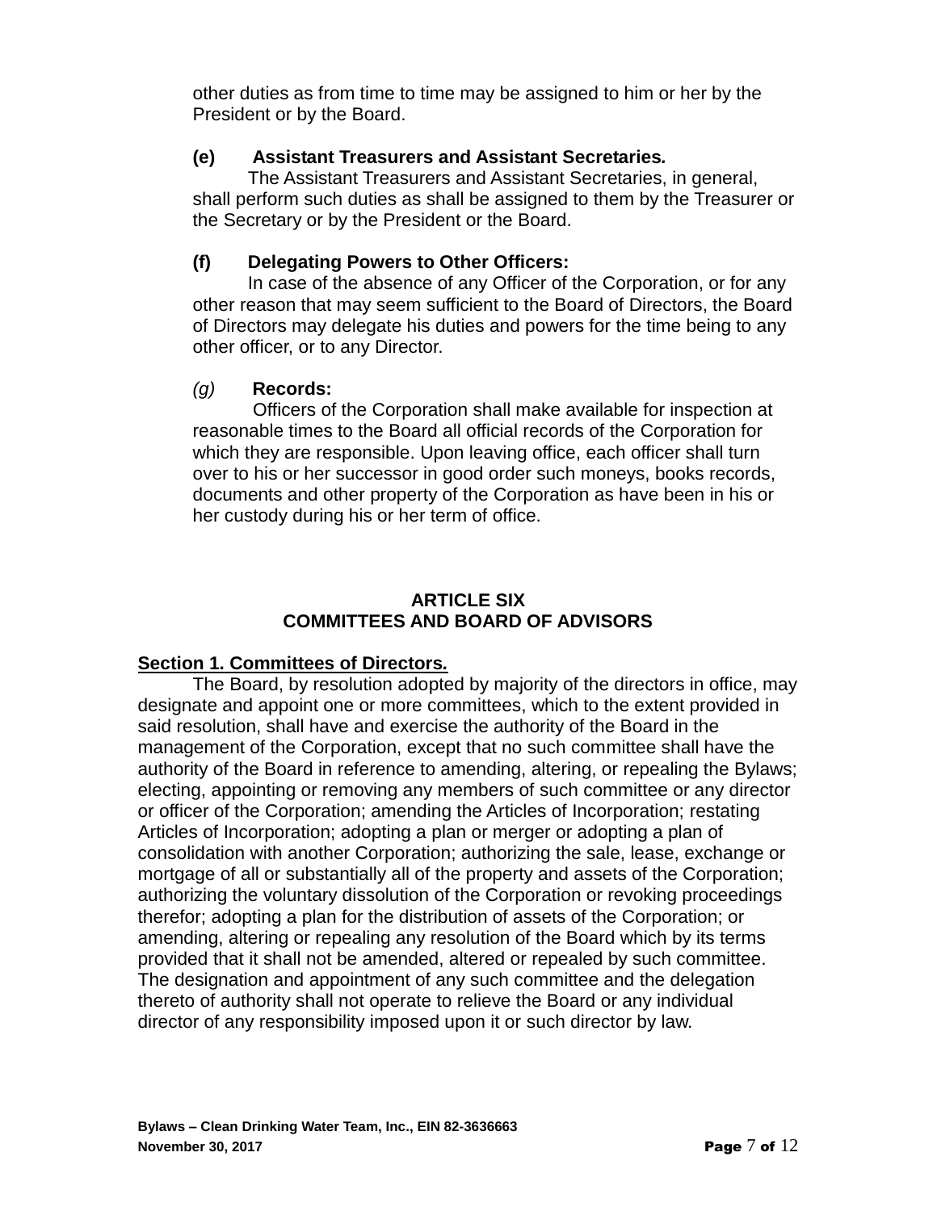other duties as from time to time may be assigned to him or her by the President or by the Board.

**(e) Assistant Treasurers and Assistant Secretaries.**

The Assistant Treasurers and Assistant Secretaries, in general, shall perform such duties as shall be assigned to them by the Treasurer or the Secretary or by the President or the Board.

**(f) Delegating Powers to Other Officers:**

In case of the absence of any Officer of the Corporation, or for any other reason that may seem sufficient to the Board of Directors, the Board of Directors may delegate his duties and powers for the time being to any other officer, or to any Director.

*(g)* **Records:**

Officers of the Corporation shall make available for inspection at reasonable times to the Board all official records of the Corporation for which they are responsible. Upon leaving office, each officer shall turn over to his or her successor in good order such moneys, books records, documents and other property of the Corporation as have been in his or her custody during his or her term of office.

## ARTICLE SIX
## COMMITTEES AND BOARD OF ADVISORS

**Section 1. Committees of Directors.**

The Board, by resolution adopted by majority of the directors in office, may designate and appoint one or more committees, which to the extent provided in said resolution, shall have and exercise the authority of the Board in the management of the Corporation, except that no such committee shall have the authority of the Board in reference to amending, altering, or repealing the Bylaws; electing, appointing or removing any members of such committee or any director or officer of the Corporation; amending the Articles of Incorporation; restating Articles of Incorporation; adopting a plan or merger or adopting a plan of consolidation with another Corporation; authorizing the sale, lease, exchange or mortgage of all or substantially all of the property and assets of the Corporation; authorizing the voluntary dissolution of the Corporation or revoking proceedings therefor; adopting a plan for the distribution of assets of the Corporation; or amending, altering or repealing any resolution of the Board which by its terms provided that it shall not be amended, altered or repealed by such committee. The designation and appointment of any such committee and the delegation thereto of authority shall not operate to relieve the Board or any individual director of any responsibility imposed upon it or such director by law.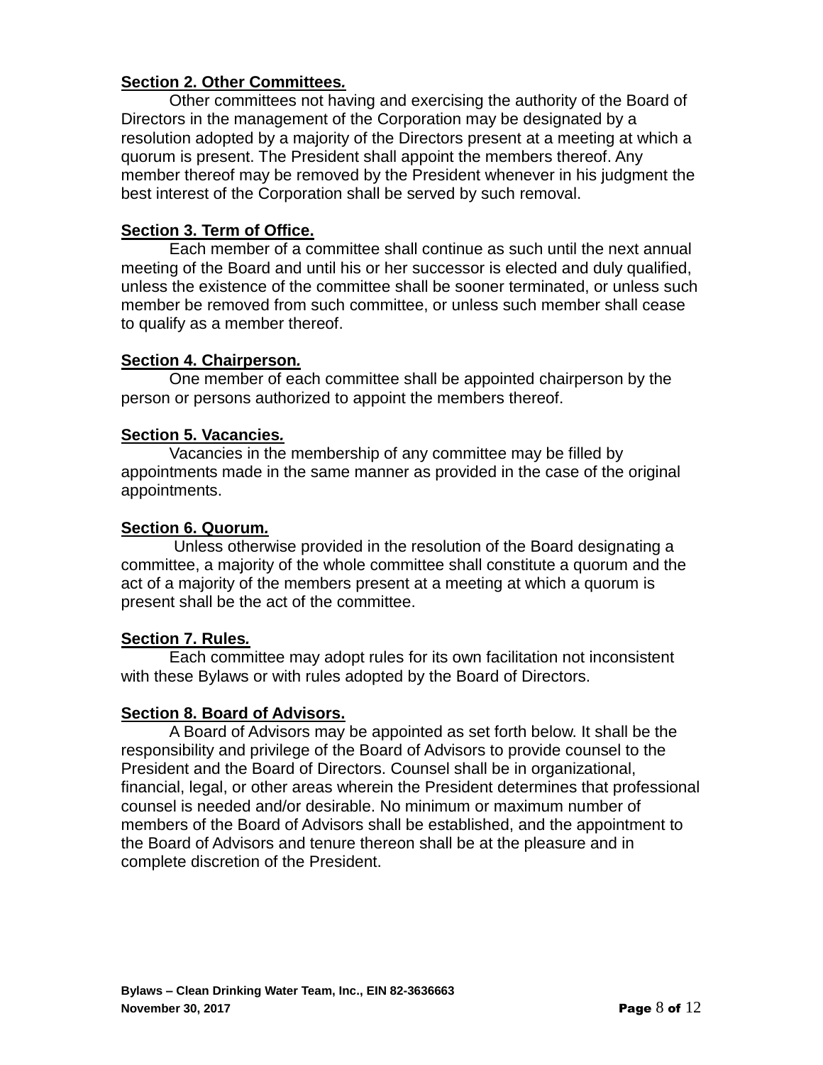**Section 2. Other Committees.**

Other committees not having and exercising the authority of the Board of Directors in the management of the Corporation may be designated by a resolution adopted by a majority of the Directors present at a meeting at which a quorum is present. The President shall appoint the members thereof. Any member thereof may be removed by the President whenever in his judgment the best interest of the Corporation shall be served by such removal.

**Section 3. Term of Office.**

Each member of a committee shall continue as such until the next annual meeting of the Board and until his or her successor is elected and duly qualified, unless the existence of the committee shall be sooner terminated, or unless such member be removed from such committee, or unless such member shall cease to qualify as a member thereof.

**Section 4. Chairperson.**

One member of each committee shall be appointed chairperson by the person or persons authorized to appoint the members thereof.

**Section 5. Vacancies.**

Vacancies in the membership of any committee may be filled by appointments made in the same manner as provided in the case of the original appointments.

**Section 6. Quorum.**

Unless otherwise provided in the resolution of the Board designating a committee, a majority of the whole committee shall constitute a quorum and the act of a majority of the members present at a meeting at which a quorum is present shall be the act of the committee.

**Section 7. Rules.**

Each committee may adopt rules for its own facilitation not inconsistent with these Bylaws or with rules adopted by the Board of Directors.

**Section 8. Board of Advisors.**

A Board of Advisors may be appointed as set forth below. It shall be the responsibility and privilege of the Board of Advisors to provide counsel to the President and the Board of Directors. Counsel shall be in organizational, financial, legal, or other areas wherein the President determines that professional counsel is needed and/or desirable. No minimum or maximum number of members of the Board of Advisors shall be established, and the appointment to the Board of Advisors and tenure thereon shall be at the pleasure and in complete discretion of the President.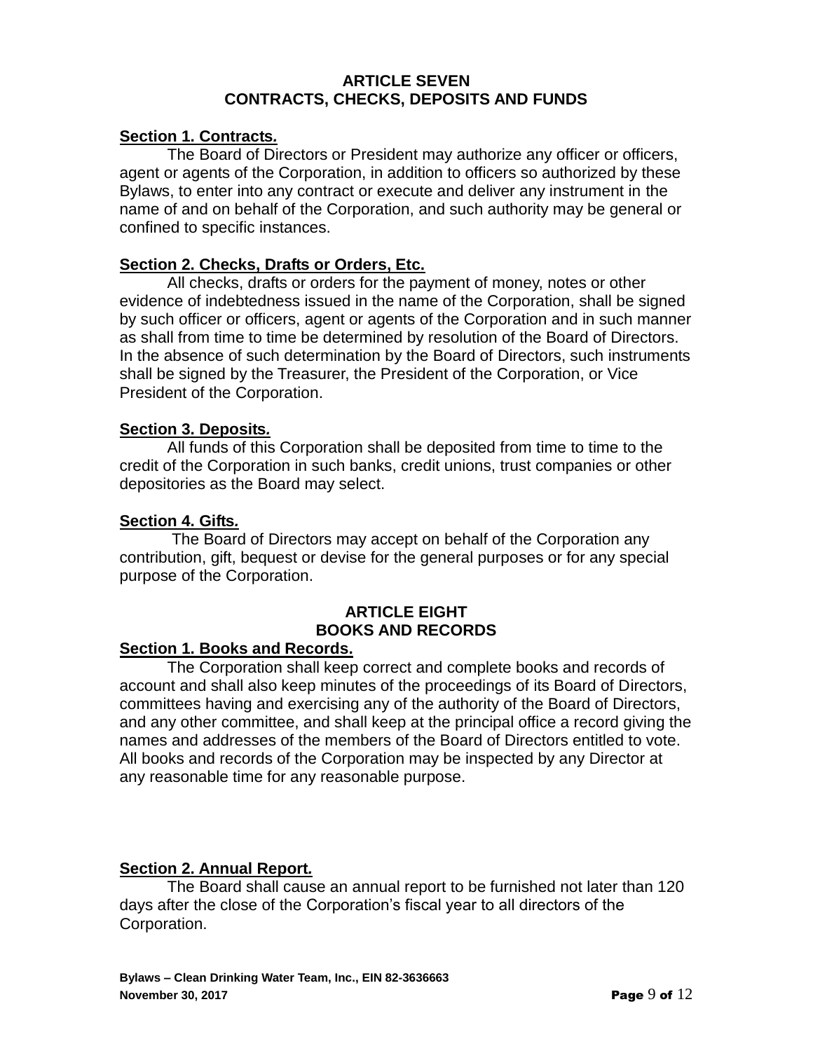## ARTICLE SEVEN
## CONTRACTS, CHECKS, DEPOSITS AND FUNDS

**Section 1. Contracts.**

The Board of Directors or President may authorize any officer or officers, agent or agents of the Corporation, in addition to officers so authorized by these Bylaws, to enter into any contract or execute and deliver any instrument in the name of and on behalf of the Corporation, and such authority may be general or confined to specific instances.

**Section 2. Checks, Drafts or Orders, Etc.**

All checks, drafts or orders for the payment of money, notes or other evidence of indebtedness issued in the name of the Corporation, shall be signed by such officer or officers, agent or agents of the Corporation and in such manner as shall from time to time be determined by resolution of the Board of Directors. In the absence of such determination by the Board of Directors, such instruments shall be signed by the Treasurer, the President of the Corporation, or Vice President of the Corporation.

**Section 3. Deposits.**

All funds of this Corporation shall be deposited from time to time to the credit of the Corporation in such banks, credit unions, trust companies or other depositories as the Board may select.

**Section 4. Gifts.**

The Board of Directors may accept on behalf of the Corporation any contribution, gift, bequest or devise for the general purposes or for any special purpose of the Corporation.

## ARTICLE EIGHT
## BOOKS AND RECORDS

**Section 1. Books and Records.**

The Corporation shall keep correct and complete books and records of account and shall also keep minutes of the proceedings of its Board of Directors, committees having and exercising any of the authority of the Board of Directors, and any other committee, and shall keep at the principal office a record giving the names and addresses of the members of the Board of Directors entitled to vote. All books and records of the Corporation may be inspected by any Director at any reasonable time for any reasonable purpose.

**Section 2. Annual Report.**

The Board shall cause an annual report to be furnished not later than 120 days after the close of the Corporation's fiscal year to all directors of the Corporation.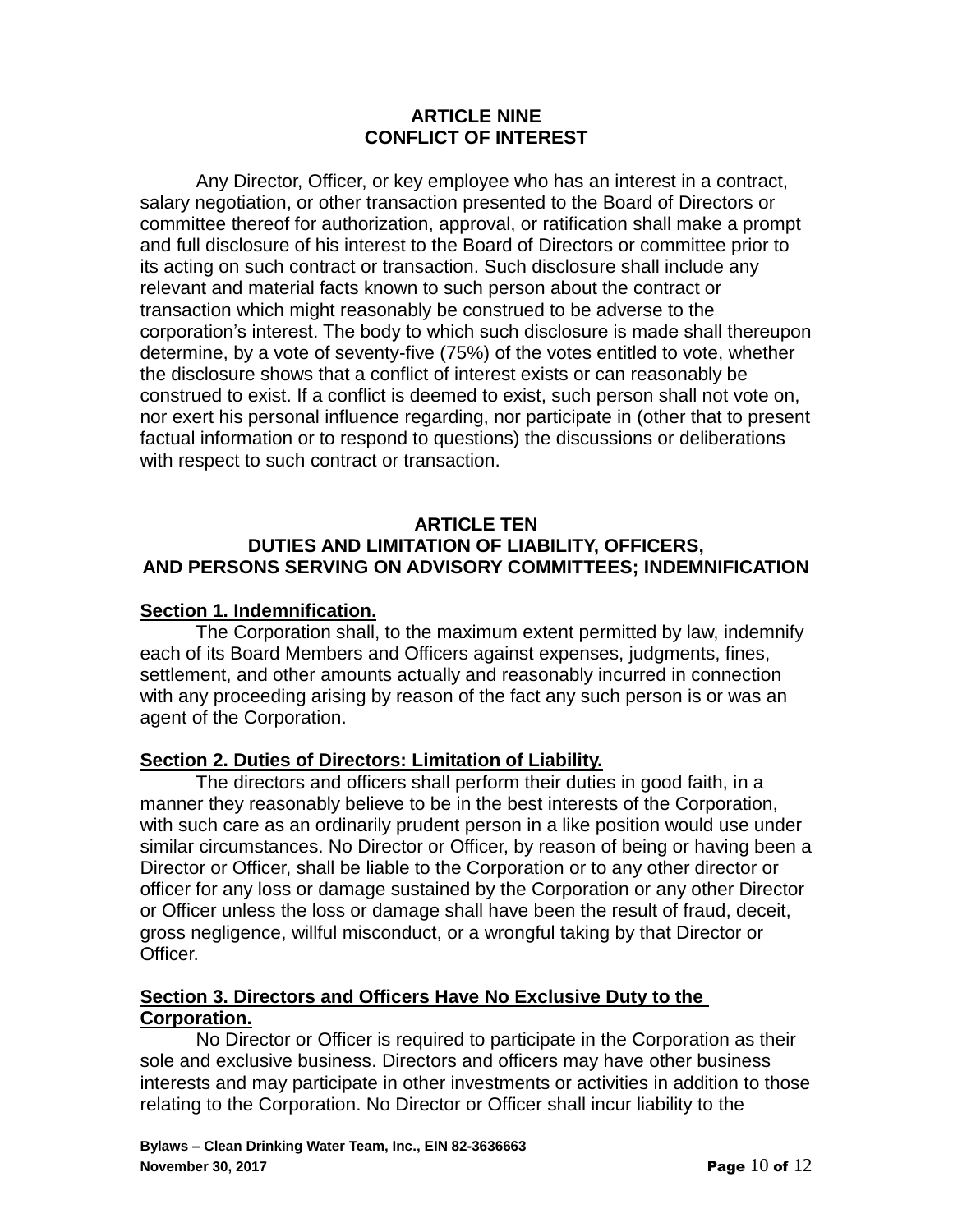## ARTICLE NINE
## CONFLICT OF INTEREST

Any Director, Officer, or key employee who has an interest in a contract, salary negotiation, or other transaction presented to the Board of Directors or committee thereof for authorization, approval, or ratification shall make a prompt and full disclosure of his interest to the Board of Directors or committee prior to its acting on such contract or transaction. Such disclosure shall include any relevant and material facts known to such person about the contract or transaction which might reasonably be construed to be adverse to the corporation's interest. The body to which such disclosure is made shall thereupon determine, by a vote of seventy-five (75%) of the votes entitled to vote, whether the disclosure shows that a conflict of interest exists or can reasonably be construed to exist. If a conflict is deemed to exist, such person shall not vote on, nor exert his personal influence regarding, nor participate in (other that to present factual information or to respond to questions) the discussions or deliberations with respect to such contract or transaction.

## ARTICLE TEN
## DUTIES AND LIMITATION OF LIABILITY, OFFICERS, AND PERSONS SERVING ON ADVISORY COMMITTEES; INDEMNIFICATION

**Section 1. Indemnification.**

The Corporation shall, to the maximum extent permitted by law, indemnify each of its Board Members and Officers against expenses, judgments, fines, settlement, and other amounts actually and reasonably incurred in connection with any proceeding arising by reason of the fact any such person is or was an agent of the Corporation.

**Section 2. Duties of Directors: Limitation of Liability.**

The directors and officers shall perform their duties in good faith, in a manner they reasonably believe to be in the best interests of the Corporation, with such care as an ordinarily prudent person in a like position would use under similar circumstances. No Director or Officer, by reason of being or having been a Director or Officer, shall be liable to the Corporation or to any other director or officer for any loss or damage sustained by the Corporation or any other Director or Officer unless the loss or damage shall have been the result of fraud, deceit, gross negligence, willful misconduct, or a wrongful taking by that Director or Officer.

**Section 3. Directors and Officers Have No Exclusive Duty to the Corporation.**

No Director or Officer is required to participate in the Corporation as their sole and exclusive business. Directors and officers may have other business interests and may participate in other investments or activities in addition to those relating to the Corporation. No Director or Officer shall incur liability to the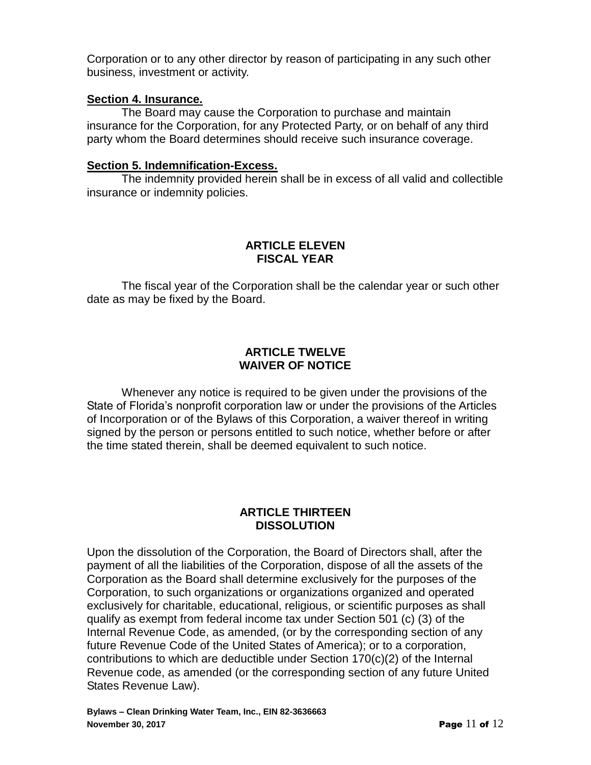Corporation or to any other director by reason of participating in any such other business, investment or activity.

**Section 4. Insurance.**

The Board may cause the Corporation to purchase and maintain insurance for the Corporation, for any Protected Party, or on behalf of any third party whom the Board determines should receive such insurance coverage.

**Section 5. Indemnification-Excess.**

The indemnity provided herein shall be in excess of all valid and collectible insurance or indemnity policies.

## ARTICLE ELEVEN
## FISCAL YEAR

The fiscal year of the Corporation shall be the calendar year or such other date as may be fixed by the Board.

## ARTICLE TWELVE
## WAIVER OF NOTICE

Whenever any notice is required to be given under the provisions of the State of Florida's nonprofit corporation law or under the provisions of the Articles of Incorporation or of the Bylaws of this Corporation, a waiver thereof in writing signed by the person or persons entitled to such notice, whether before or after the time stated therein, shall be deemed equivalent to such notice.

## ARTICLE THIRTEEN
## DISSOLUTION

Upon the dissolution of the Corporation, the Board of Directors shall, after the payment of all the liabilities of the Corporation, dispose of all the assets of the Corporation as the Board shall determine exclusively for the purposes of the Corporation, to such organizations or organizations organized and operated exclusively for charitable, educational, religious, or scientific purposes as shall qualify as exempt from federal income tax under Section 501 (c) (3) of the Internal Revenue Code, as amended, (or by the corresponding section of any future Revenue Code of the United States of America); or to a corporation, contributions to which are deductible under Section 170(c)(2) of the Internal Revenue code, as amended (or the corresponding section of any future United States Revenue Law).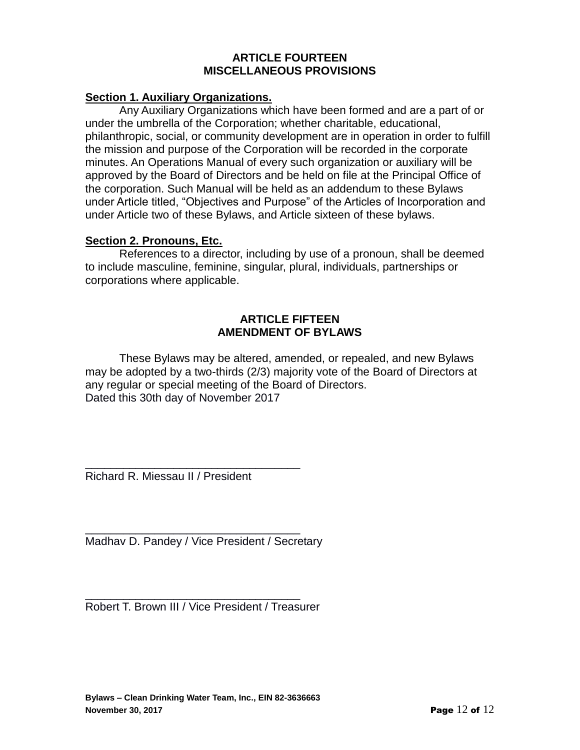## ARTICLE FOURTEEN
## MISCELLANEOUS PROVISIONS

**Section 1. Auxiliary Organizations.**

Any Auxiliary Organizations which have been formed and are a part of or under the umbrella of the Corporation; whether charitable, educational, philanthropic, social, or community development are in operation in order to fulfill the mission and purpose of the Corporation will be recorded in the corporate minutes. An Operations Manual of every such organization or auxiliary will be approved by the Board of Directors and be held on file at the Principal Office of the corporation. Such Manual will be held as an addendum to these Bylaws under Article titled, "Objectives and Purpose" of the Articles of Incorporation and under Article two of these Bylaws, and Article sixteen of these bylaws.

**Section 2. Pronouns, Etc.**

References to a director, including by use of a pronoun, shall be deemed to include masculine, feminine, singular, plural, individuals, partnerships or corporations where applicable.

## ARTICLE FIFTEEN
## AMENDMENT OF BYLAWS

These Bylaws may be altered, amended, or repealed, and new Bylaws may be adopted by a two-thirds (2/3) majority vote of the Board of Directors at any regular or special meeting of the Board of Directors.
Dated this 30th day of November 2017

___________________________________
Richard R. Miessau II / President

___________________________________
Madhav D. Pandey / Vice President / Secretary

___________________________________
Robert T. Brown III / Vice President / Treasurer